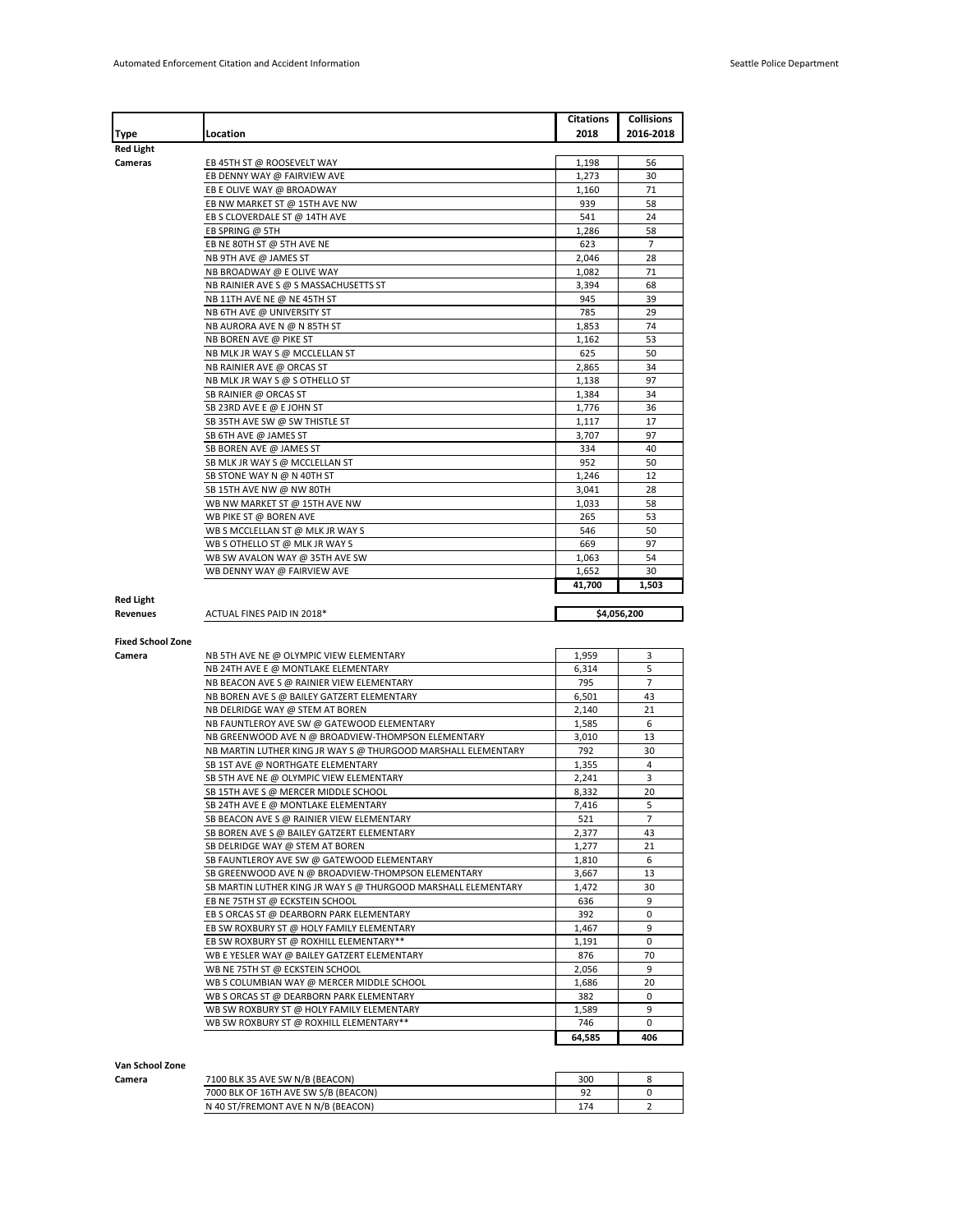| Type | Location | Citations 2018 | Collisions 2016-2018 |
|---|---|---|---|
| **Red Light Cameras** | EB 45TH ST @ ROOSEVELT WAY | 1,198 | 56 |
| | EB DENNY WAY @ FAIRVIEW AVE | 1,273 | 30 |
| | EB E OLIVE WAY @ BROADWAY | 1,160 | 71 |
| | EB NW MARKET ST @ 15TH AVE NW | 939 | 58 |
| | EB S CLOVERDALE ST @ 14TH AVE | 541 | 24 |
| | EB SPRING @ 5TH | 1,286 | 58 |
| | EB NE 80TH ST @ 5TH AVE NE | 623 | 7 |
| | NB 9TH AVE @ JAMES ST | 2,046 | 28 |
| | NB BROADWAY @ E OLIVE WAY | 1,082 | 71 |
| | NB RAINIER AVE S @ S MASSACHUSETTS ST | 3,394 | 68 |
| | NB 11TH AVE NE @ NE 45TH ST | 945 | 39 |
| | NB 6TH AVE @ UNIVERSITY ST | 785 | 29 |
| | NB AURORA AVE N @ N 85TH ST | 1,853 | 74 |
| | NB BOREN AVE @ PIKE ST | 1,162 | 53 |
| | NB MLK JR WAY S @ MCCLELLAN ST | 625 | 50 |
| | NB RAINIER AVE @ ORCAS ST | 2,865 | 34 |
| | NB MLK JR WAY S @ S OTHELLO ST | 1,138 | 97 |
| | SB RAINIER @ ORCAS ST | 1,384 | 34 |
| | SB 23RD AVE E @ E JOHN ST | 1,776 | 36 |
| | SB 35TH AVE SW @ SW THISTLE ST | 1,117 | 17 |
| | SB 6TH AVE @ JAMES ST | 3,707 | 97 |
| | SB BOREN AVE @ JAMES ST | 334 | 40 |
| | SB MLK JR WAY S @ MCCLELLAN ST | 952 | 50 |
| | SB STONE WAY N @ N 40TH ST | 1,246 | 12 |
| | SB 15TH AVE NW @ NW 80TH | 3,041 | 28 |
| | WB NW MARKET ST @ 15TH AVE NW | 1,033 | 58 |
| | WB PIKE ST @ BOREN AVE | 265 | 53 |
| | WB S MCCLELLAN ST @ MLK JR WAY S | 546 | 50 |
| | WB S OTHELLO ST @ MLK JR WAY S | 669 | 97 |
| | WB SW AVALON WAY @ 35TH AVE SW | 1,063 | 54 |
| | WB DENNY WAY @ FAIRVIEW AVE | 1,652 | 30 |
| | | **41,700** | **1,503** |
| **Red Light Revenues** | ACTUAL FINES PAID IN 2018* | **$4,056,200** | |
| **Fixed School Zone Camera** | NB 5TH AVE NE @ OLYMPIC VIEW ELEMENTARY | 1,959 | 3 |
| | NB 24TH AVE E @ MONTLAKE ELEMENTARY | 6,314 | 5 |
| | NB BEACON AVE S @ RAINIER VIEW ELEMENTARY | 795 | 7 |
| | NB BOREN AVE S @ BAILEY GATZERT ELEMENTARY | 6,501 | 43 |
| | NB DELRIDGE WAY @ STEM AT BOREN | 2,140 | 21 |
| | NB FAUNTLEROY AVE SW @ GATEWOOD ELEMENTARY | 1,585 | 6 |
| | NB GREENWOOD AVE N @ BROADVIEW-THOMPSON ELEMENTARY | 3,010 | 13 |
| | NB MARTIN LUTHER KING JR WAY S @ THURGOOD MARSHALL ELEMENTARY | 792 | 30 |
| | SB 1ST AVE @ NORTHGATE ELEMENTARY | 1,355 | 4 |
| | SB 5TH AVE NE @ OLYMPIC VIEW ELEMENTARY | 2,241 | 3 |
| | SB 15TH AVE S @ MERCER MIDDLE SCHOOL | 8,332 | 20 |
| | SB 24TH AVE E @ MONTLAKE ELEMENTARY | 7,416 | 5 |
| | SB BEACON AVE S @ RAINIER VIEW ELEMENTARY | 521 | 7 |
| | SB BOREN AVE S @ BAILEY GATZERT ELEMENTARY | 2,377 | 43 |
| | SB DELRIDGE WAY @ STEM AT BOREN | 1,277 | 21 |
| | SB FAUNTLEROY AVE SW @ GATEWOOD ELEMENTARY | 1,810 | 6 |
| | SB GREENWOOD AVE N @ BROADVIEW-THOMPSON ELEMENTARY | 3,667 | 13 |
| | SB MARTIN LUTHER KING JR WAY S @ THURGOOD MARSHALL ELEMENTARY | 1,472 | 30 |
| | EB NE 75TH ST @ ECKSTEIN SCHOOL | 636 | 9 |
| | EB S ORCAS ST @ DEARBORN PARK ELEMENTARY | 392 | 0 |
| | EB SW ROXBURY ST @ HOLY FAMILY ELEMENTARY | 1,467 | 9 |
| | EB SW ROXBURY ST @ ROXHILL ELEMENTARY** | 1,191 | 0 |
| | WB E YESLER WAY @ BAILEY GATZERT ELEMENTARY | 876 | 70 |
| | WB NE 75TH ST @ ECKSTEIN SCHOOL | 2,056 | 9 |
| | WB S COLUMBIAN WAY @ MERCER MIDDLE SCHOOL | 1,686 | 20 |
| | WB S ORCAS ST @ DEARBORN PARK ELEMENTARY | 382 | 0 |
| | WB SW ROXBURY ST @ HOLY FAMILY ELEMENTARY | 1,589 | 9 |
| | WB SW ROXBURY ST @ ROXHILL ELEMENTARY** | 746 | 0 |
| | | **64,585** | **406** |
| **Van School Zone Camera** | 7100 BLK 35 AVE SW N/B (BEACON) | 300 | 8 |
| | 7000 BLK OF 16TH AVE SW S/B (BEACON) | 92 | 0 |
| | N 40 ST/FREMONT AVE N N/B (BEACON) | 174 | 2 |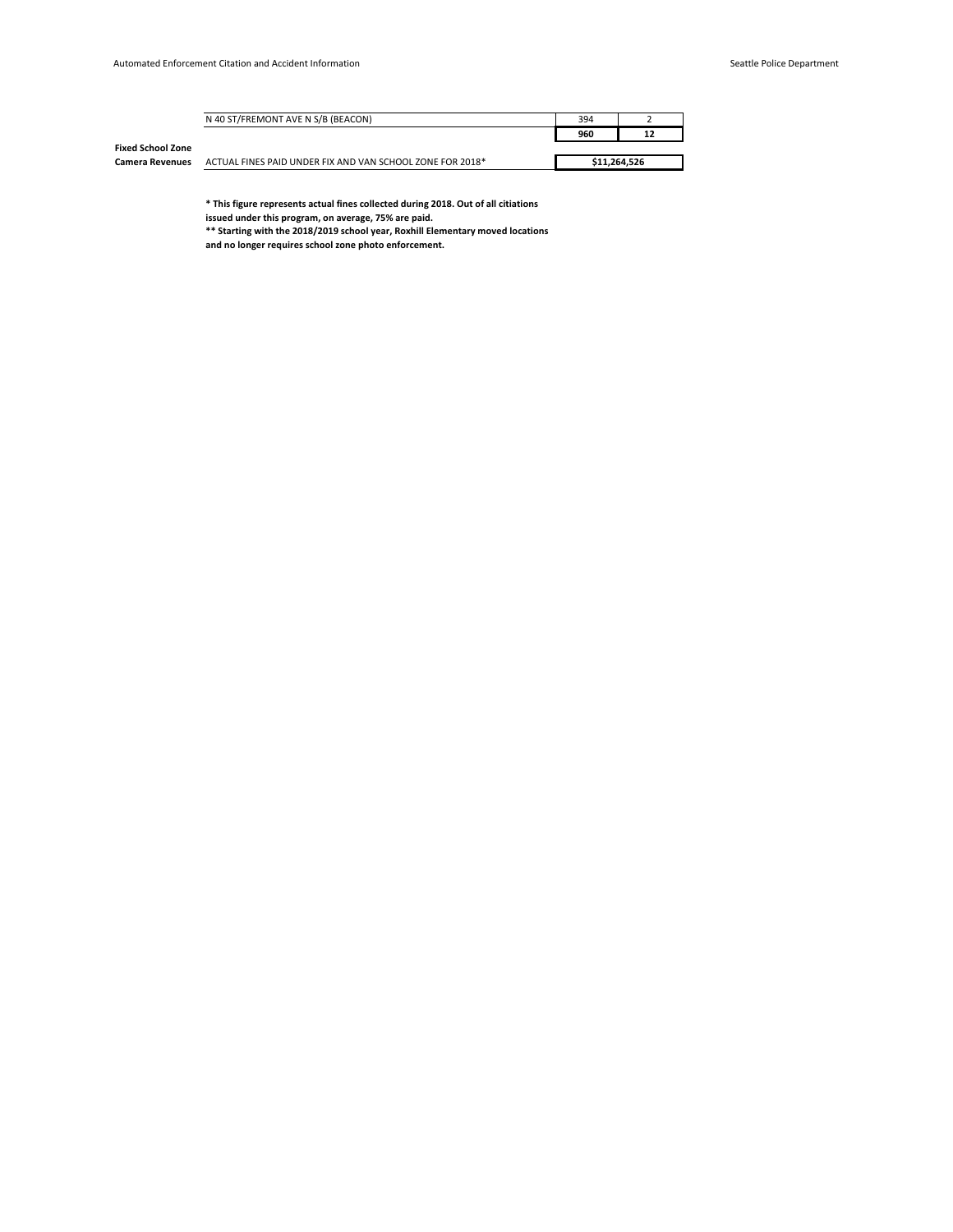| | | | |
|---|---|---|---|
| | N 40 ST/FREMONT AVE N S/B (BEACON) | 394 | 2 |
| | | **960** | **12** |
| **Fixed School Zone Camera Revenues** | ACTUAL FINES PAID UNDER FIX AND VAN SCHOOL ZONE FOR 2018* | **$11,264,526** | |

**\* This figure represents actual fines collected during 2018. Out of all citiations issued under this program, on average, 75% are paid.**

**\*\* Starting with the 2018/2019 school year, Roxhill Elementary moved locations and no longer requires school zone photo enforcement.**